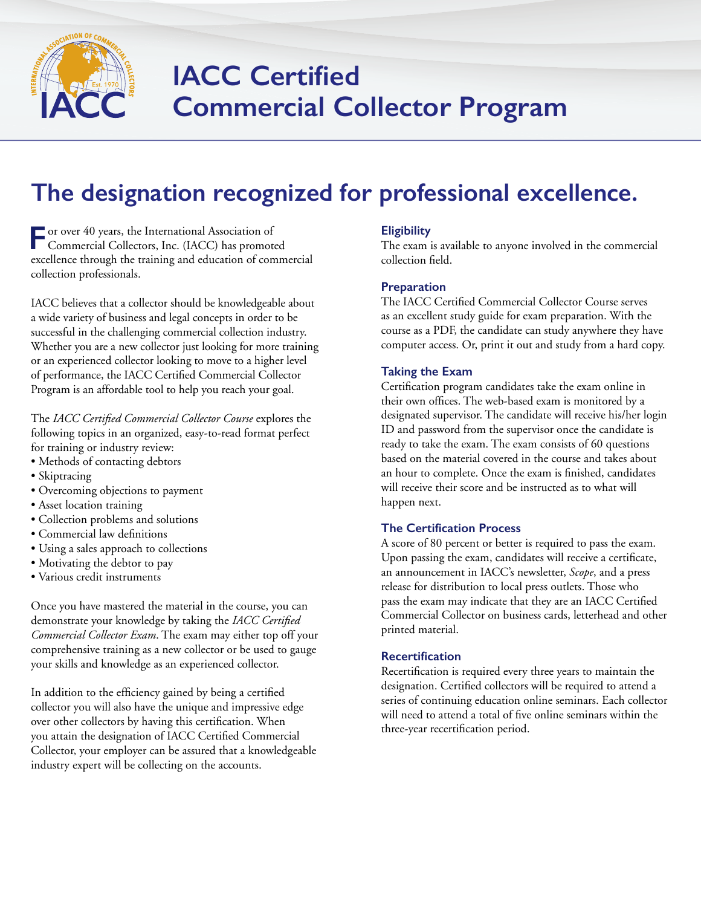# IACC Certified Commercial Collector Program

## The designation recognized for professional excellence.

For over 40 years, the International Association of Commercial Collectors, Inc. (IACC) has promoted excellence through the training and education of commercial collection professionals.

IACC believes that a collector should be knowledgeable about a wide variety of business and legal concepts in order to be successful in the challenging commercial collection industry. Whether you are a new collector just looking for more training or an experienced collector looking to move to a higher level of performance, the IACC Certified Commercial Collector Program is an affordable tool to help you reach your goal.

The *IACC Certified Commercial Collector Course* explores the following topics in an organized, easy-to-read format perfect for training or industry review:

- Methods of contacting debtors
- Skiptracing
- Overcoming objections to payment
- Asset location training
- Collection problems and solutions
- Commercial law definitions
- Using a sales approach to collections
- Motivating the debtor to pay
- Various credit instruments

Once you have mastered the material in the course, you can demonstrate your knowledge by taking the *IACC Certified Commercial Collector Exam*. The exam may either top off your comprehensive training as a new collector or be used to gauge your skills and knowledge as an experienced collector.

In addition to the efficiency gained by being a certified collector you will also have the unique and impressive edge over other collectors by having this certification. When you attain the designation of IACC Certified Commercial Collector, your employer can be assured that a knowledgeable industry expert will be collecting on the accounts.

### Eligibility

The exam is available to anyone involved in the commercial collection field.

### Preparation

The IACC Certified Commercial Collector Course serves as an excellent study guide for exam preparation. With the course as a PDF, the candidate can study anywhere they have computer access. Or, print it out and study from a hard copy.

### Taking the Exam

Certification program candidates take the exam online in their own offices. The web-based exam is monitored by a designated supervisor. The candidate will receive his/her login ID and password from the supervisor once the candidate is ready to take the exam. The exam consists of 60 questions based on the material covered in the course and takes about an hour to complete. Once the exam is finished, candidates will receive their score and be instructed as to what will happen next.

### The Certification Process

A score of 80 percent or better is required to pass the exam. Upon passing the exam, candidates will receive a certificate, an announcement in IACC's newsletter, *Scope*, and a press release for distribution to local press outlets. Those who pass the exam may indicate that they are an IACC Certified Commercial Collector on business cards, letterhead and other printed material.

### Recertification

Recertification is required every three years to maintain the designation. Certified collectors will be required to attend a series of continuing education online seminars. Each collector will need to attend a total of five online seminars within the three-year recertification period.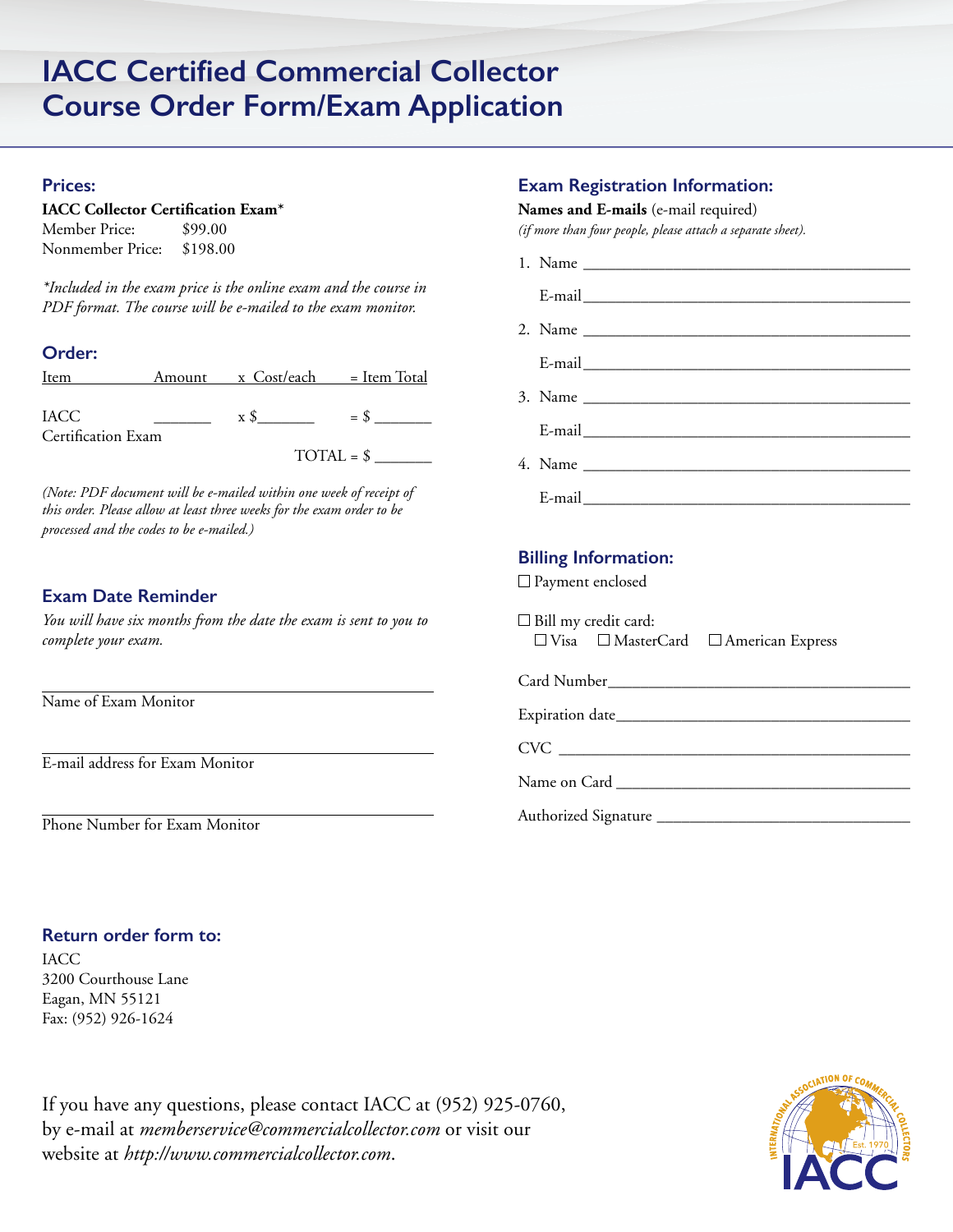# IACC Certified Commercial Collector Course Order Form/Exam Application

## Prices:

**IACC Collector Certification Exam***
Member Price: $99.00
Nonmember Price: $198.00

*\*Included in the exam price is the online exam and the course in PDF format. The course will be e-mailed to the exam monitor.*

## Order:

| Item | Amount | x Cost/each | = Item Total |
|---|---|---|---|
| IACC Certification Exam | _______ | x $_______ | = $ _______ |
| | | TOTAL | = $ _______ |

*(Note: PDF document will be e-mailed within one week of receipt of this order. Please allow at least three weeks for the exam order to be processed and the codes to be e-mailed.)*

## Exam Date Reminder

*You will have six months from the date the exam is sent to you to complete your exam.*

Name of Exam Monitor ____________________

E-mail address for Exam Monitor ____________________

Phone Number for Exam Monitor ____________________

## Exam Registration Information:

**Names and E-mails** (e-mail required)
*(if more than four people, please attach a separate sheet).*

1. Name ____________________
   E-mail ____________________
2. Name ____________________
   E-mail ____________________
3. Name ____________________
   E-mail ____________________
4. Name ____________________
   E-mail ____________________

## Billing Information:

☐ Payment enclosed

☐ Bill my credit card:
☐ Visa ☐ MasterCard ☐ American Express

Card Number ____________________

Expiration date ____________________

CVC ____________________

Name on Card ____________________

Authorized Signature ____________________

## Return order form to:

IACC
3200 Courthouse Lane
Eagan, MN 55121
Fax: (952) 926-1624

If you have any questions, please contact IACC at (952) 925-0760, by e-mail at *memberservice@commercialcollector.com* or visit our website at *http://www.commercialcollector.com*.